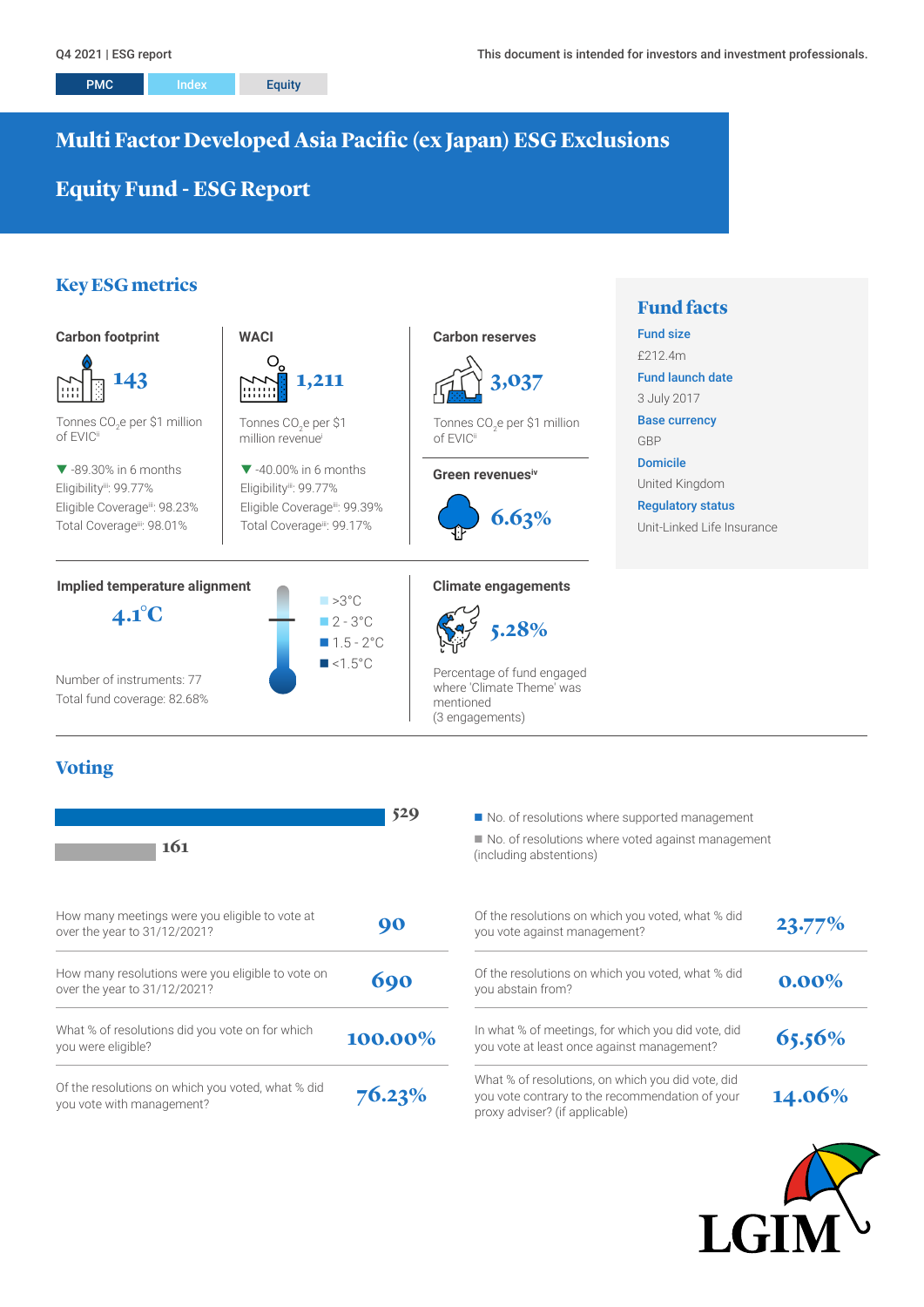Q4 2021 | ESG report

This document is intended for investors and investment professionals.

PMC | Index | Equity

# Multi Factor Developed Asia Pacific (ex Japan) ESG Exclusions Equity Fund - ESG Report

## Key ESG metrics

### Carbon footprint

**143**

Tonnes $CO_2$e per $1 million of EVIC[ii]

▼ -89.30% in 6 months
Eligibility[iii]: 99.77%
Eligible Coverage[iii]: 98.23%
Total Coverage[iii]: 98.01%

### WACI

**1,211**

Tonnes $CO_2$e per $1 million revenue[i]

▼ -40.00% in 6 months
Eligibility[iii]: 99.77%
Eligible Coverage[iii]: 99.39%
Total Coverage[iii]: 99.17%

### Carbon reserves

**3,037**

Tonnes $CO_2$e per $1 million of EVIC[ii]

### Green revenues[iv]

**6.63%**

### Implied temperature alignment

**4.1°C**

- >3°C
- 2 - 3°C
- 1.5 - 2°C
- <1.5°C

Number of instruments: 77
Total fund coverage: 82.68%

### Climate engagements

**5.28%**

Percentage of fund engaged where 'Climate Theme' was mentioned
(3 engagements)

## Fund facts

**Fund size**
£212.4m

**Fund launch date**
3 July 2017

**Base currency**
GBP

**Domicile**
United Kingdom

**Regulatory status**
Unit-Linked Life Insurance

## Voting

- No. of resolutions where supported management: 529
- No. of resolutions where voted against management (including abstentions): 161

| Question | Value |
|---|---|
| How many meetings were you eligible to vote at over the year to 31/12/2021? | 90 |
| How many resolutions were you eligible to vote on over the year to 31/12/2021? | 690 |
| What % of resolutions did you vote on for which you were eligible? | 100.00% |
| Of the resolutions on which you voted, what % did you vote with management? | 76.23% |
| Of the resolutions on which you voted, what % did you vote against management? | 23.77% |
| Of the resolutions on which you voted, what % did you abstain from? | 0.00% |
| In what % of meetings, for which you did vote, did you vote at least once against management? | 65.56% |
| What % of resolutions, on which you did vote, did you vote contrary to the recommendation of your proxy adviser? (if applicable) | 14.06% |

LGIM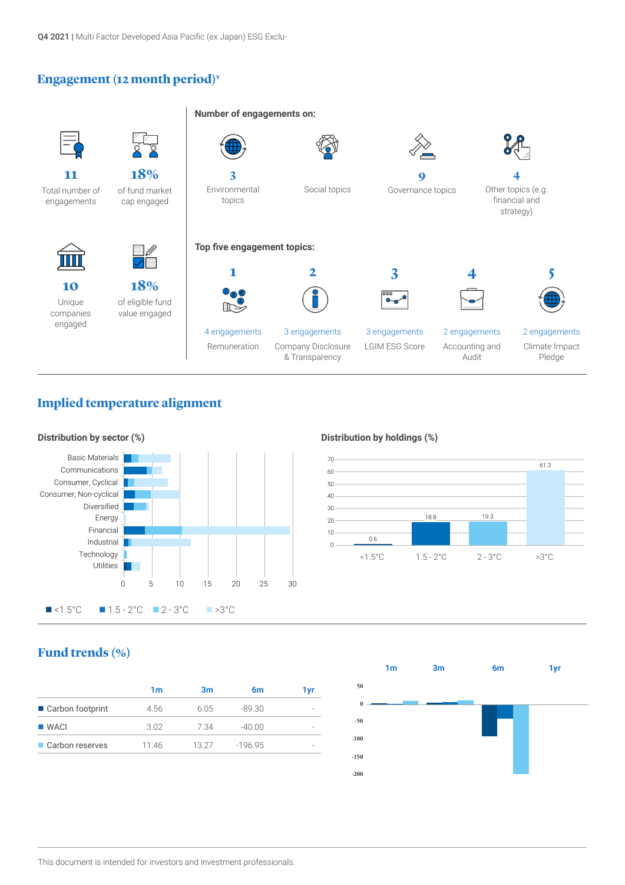## Engagement (12 month period)[v]

**11** Total number of engagements

**18%** of fund market cap engaged

**10** Unique companies engaged

**18%** of eligible fund value engaged

**Number of engagements on:**

- **3** Environmental topics
- Social topics
- **9** Governance topics
- **4** Other topics (e.g. financial and strategy)

**Top five engagement topics:**

1. 4 engagements — Remuneration
2. 3 engagements — Company Disclosure & Transparency
3. 3 engagements — LGIM ESG Score
4. 2 engagements — Accounting and Audit
5. 2 engagements — Climate Impact Pledge

## Implied temperature alignment

**Distribution by sector (%)**

Sectors: Basic Materials, Communications, Consumer, Cyclical, Consumer, Non-cyclical, Diversified, Energy, Financial, Industrial, Technology, Utilities

Legend: <1.5°C, 1.5 - 2°C, 2 - 3°C, >3°C

**Distribution by holdings (%)**

| <1.5°C | 1.5 - 2°C | 2 - 3°C | >3°C |
|---|---|---|---|
| 0.6 | 18.8 | 19.3 | 61.3 |

## Fund trends (%)

| | 1m | 3m | 6m | 1yr |
|---|---|---|---|---|
| Carbon footprint | 4.56 | 6.05 | -89.30 | - |
| WACI | 3.02 | 7.34 | -40.00 | - |
| Carbon reserves | 11.46 | 13.27 | -196.95 | - |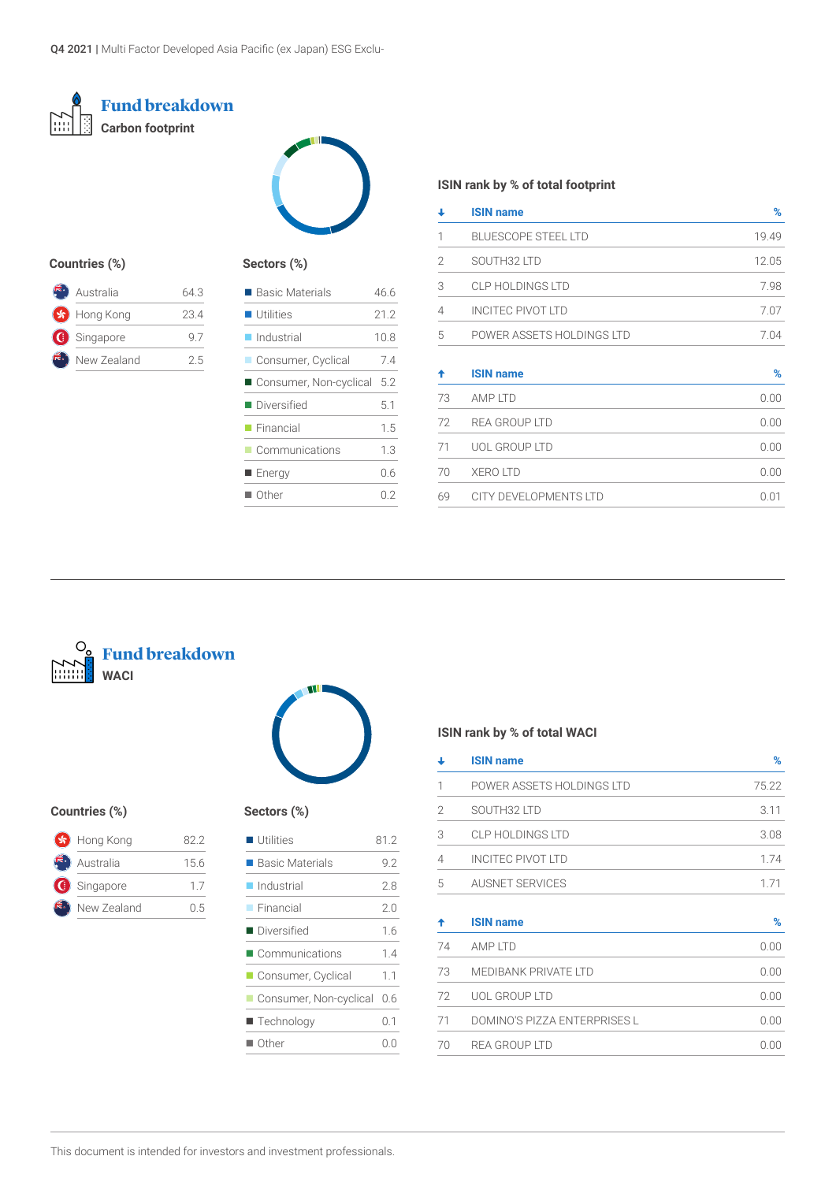## Fund breakdown

### Carbon footprint

#### Countries (%)

| Country | % |
|---|---|
| Australia | 64.3 |
| Hong Kong | 23.4 |
| Singapore | 9.7 |
| New Zealand | 2.5 |

#### Sectors (%)

| Sector | % |
|---|---|
| Basic Materials | 46.6 |
| Utilities | 21.2 |
| Industrial | 10.8 |
| Consumer, Cyclical | 7.4 |
| Consumer, Non-cyclical | 5.2 |
| Diversified | 5.1 |
| Financial | 1.5 |
| Communications | 1.3 |
| Energy | 0.6 |
| Other | 0.2 |

#### ISIN rank by % of total footprint

| ↓ | ISIN name | % |
|---|---|---|
| 1 | BLUESCOPE STEEL LTD | 19.49 |
| 2 | SOUTH32 LTD | 12.05 |
| 3 | CLP HOLDINGS LTD | 7.98 |
| 4 | INCITEC PIVOT LTD | 7.07 |
| 5 | POWER ASSETS HOLDINGS LTD | 7.04 |

| ↑ | ISIN name | % |
|---|---|---|
| 73 | AMP LTD | 0.00 |
| 72 | REA GROUP LTD | 0.00 |
| 71 | UOL GROUP LTD | 0.00 |
| 70 | XERO LTD | 0.00 |
| 69 | CITY DEVELOPMENTS LTD | 0.01 |

## Fund breakdown

### WACI

#### Countries (%)

| Country | % |
|---|---|
| Hong Kong | 82.2 |
| Australia | 15.6 |
| Singapore | 1.7 |
| New Zealand | 0.5 |

#### Sectors (%)

| Sector | % |
|---|---|
| Utilities | 81.2 |
| Basic Materials | 9.2 |
| Industrial | 2.8 |
| Financial | 2.0 |
| Diversified | 1.6 |
| Communications | 1.4 |
| Consumer, Cyclical | 1.1 |
| Consumer, Non-cyclical | 0.6 |
| Technology | 0.1 |
| Other | 0.0 |

#### ISIN rank by % of total WACI

| ↓ | ISIN name | % |
|---|---|---|
| 1 | POWER ASSETS HOLDINGS LTD | 75.22 |
| 2 | SOUTH32 LTD | 3.11 |
| 3 | CLP HOLDINGS LTD | 3.08 |
| 4 | INCITEC PIVOT LTD | 1.74 |
| 5 | AUSNET SERVICES | 1.71 |

| ↑ | ISIN name | % |
|---|---|---|
| 74 | AMP LTD | 0.00 |
| 73 | MEDIBANK PRIVATE LTD | 0.00 |
| 72 | UOL GROUP LTD | 0.00 |
| 71 | DOMINO'S PIZZA ENTERPRISES L | 0.00 |
| 70 | REA GROUP LTD | 0.00 |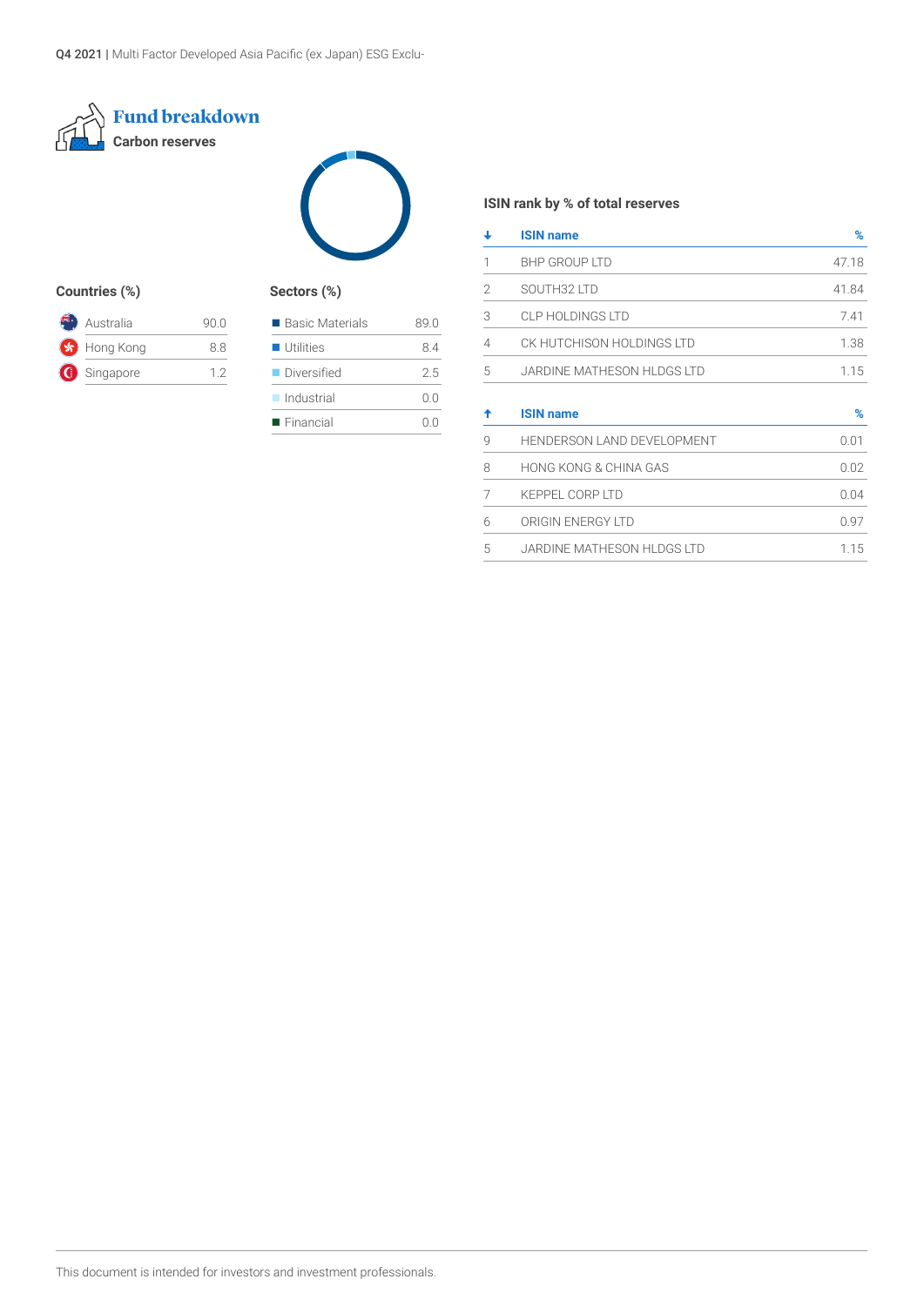## Fund breakdown

### Carbon reserves

#### Countries (%)

| Country | % |
|---|---|
| Australia | 90.0 |
| Hong Kong | 8.8 |
| Singapore | 1.2 |

#### Sectors (%)

| Sector | % |
|---|---|
| Basic Materials | 89.0 |
| Utilities | 8.4 |
| Diversified | 2.5 |
| Industrial | 0.0 |
| Financial | 0.0 |

#### ISIN rank by % of total reserves

| ↓ | ISIN name | % |
|---|---|---|
| 1 | BHP GROUP LTD | 47.18 |
| 2 | SOUTH32 LTD | 41.84 |
| 3 | CLP HOLDINGS LTD | 7.41 |
| 4 | CK HUTCHISON HOLDINGS LTD | 1.38 |
| 5 | JARDINE MATHESON HLDGS LTD | 1.15 |

| ↑ | ISIN name | % |
|---|---|---|
| 9 | HENDERSON LAND DEVELOPMENT | 0.01 |
| 8 | HONG KONG & CHINA GAS | 0.02 |
| 7 | KEPPEL CORP LTD | 0.04 |
| 6 | ORIGIN ENERGY LTD | 0.97 |
| 5 | JARDINE MATHESON HLDGS LTD | 1.15 |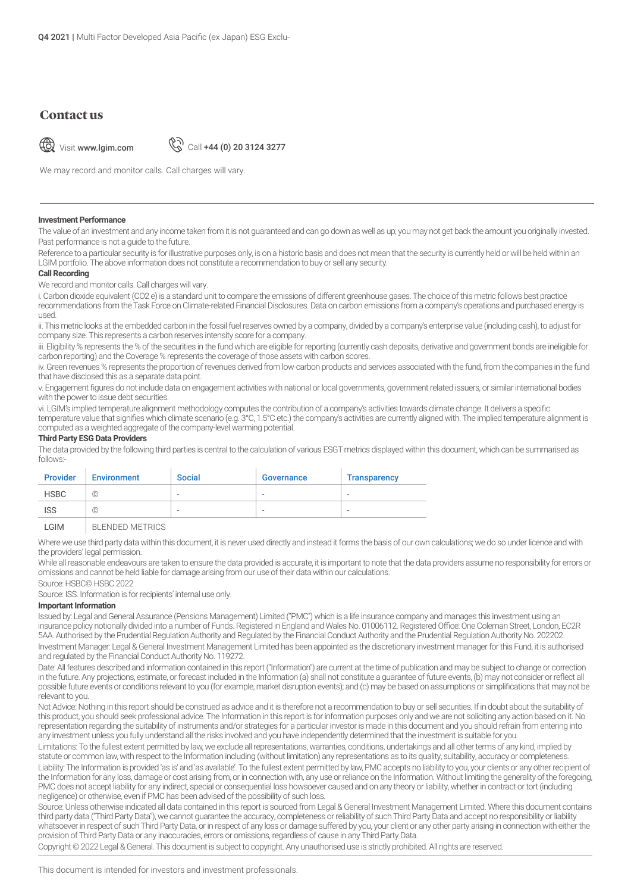## Contact us

Visit www.lgim.com Call +44 (0) 20 3124 3277

We may record and monitor calls. Call charges will vary.

**Investment Performance**

The value of an investment and any income taken from it is not guaranteed and can go down as well as up; you may not get back the amount you originally invested. Past performance is not a guide to the future.

Reference to a particular security is for illustrative purposes only, is on a historic basis and does not mean that the security is currently held or will be held within an LGIM portfolio. The above information does not constitute a recommendation to buy or sell any security.

**Call Recording**

We record and monitor calls. Call charges will vary.

i. Carbon dioxide equivalent ($CO_2$ e) is a standard unit to compare the emissions of different greenhouse gases. The choice of this metric follows best practice recommendations from the Task Force on Climate-related Financial Disclosures. Data on carbon emissions from a company's operations and purchased energy is used.

ii. This metric looks at the embedded carbon in the fossil fuel reserves owned by a company, divided by a company's enterprise value (including cash), to adjust for company size. This represents a carbon reserves intensity score for a company.

iii. Eligibility % represents the % of the securities in the fund which are eligible for reporting (currently cash deposits, derivative and government bonds are ineligible for carbon reporting) and the Coverage % represents the coverage of those assets with carbon scores.

iv. Green revenues % represents the proportion of revenues derived from low-carbon products and services associated with the fund, from the companies in the fund that have disclosed this as a separate data point.

v. Engagement figures do not include data on engagement activities with national or local governments, government related issuers, or similar international bodies with the power to issue debt securities.

vi. LGIM's implied temperature alignment methodology computes the contribution of a company's activities towards climate change. It delivers a specific temperature value that signifies which climate scenario (e.g. 3°C, 1.5°C etc.) the company's activities are currently aligned with. The implied temperature alignment is computed as a weighted aggregate of the company-level warming potential.

**Third Party ESG Data Providers**

The data provided by the following third parties is central to the calculation of various ESGT metrics displayed within this document, which can be summarised as follows:-

| Provider | Environment | Social | Governance | Transparency |
|---|---|---|---|---|
| HSBC | © | - | - | - |
| ISS | © | - | - | - |
| LGIM | BLENDED METRICS | | | |

Where we use third party data within this document, it is never used directly and instead it forms the basis of our own calculations; we do so under licence and with the providers' legal permission.

While all reasonable endeavours are taken to ensure the data provided is accurate, it is important to note that the data providers assume no responsibility for errors or omissions and cannot be held liable for damage arising from our use of their data within our calculations.

Source: HSBC© HSBC 2022

Source: ISS. Information is for recipients' internal use only.

**Important Information**

Issued by: Legal and General Assurance (Pensions Management) Limited ("PMC") which is a life insurance company and manages this investment using an insurance policy notionally divided into a number of Funds. Registered in England and Wales No. 01006112. Registered Office: One Coleman Street, London, EC2R 5AA. Authorised by the Prudential Regulation Authority and Regulated by the Financial Conduct Authority and the Prudential Regulation Authority No. 202202.

Investment Manager: Legal & General Investment Management Limited has been appointed as the discretionary investment manager for this Fund, it is authorised and regulated by the Financial Conduct Authority No. 119272.

Date: All features described and information contained in this report ("Information") are current at the time of publication and may be subject to change or correction in the future. Any projections, estimate, or forecast included in the Information (a) shall not constitute a guarantee of future events, (b) may not consider or reflect all possible future events or conditions relevant to you (for example, market disruption events); and (c) may be based on assumptions or simplifications that may not be relevant to you.

Not Advice: Nothing in this report should be construed as advice and it is therefore not a recommendation to buy or sell securities. If in doubt about the suitability of this product, you should seek professional advice. The Information in this report is for information purposes only and we are not soliciting any action based on it. No representation regarding the suitability of instruments and/or strategies for a particular investor is made in this document and you should refrain from entering into any investment unless you fully understand all the risks involved and you have independently determined that the investment is suitable for you.

Limitations: To the fullest extent permitted by law, we exclude all representations, warranties, conditions, undertakings and all other terms of any kind, implied by statute or common law, with respect to the Information including (without limitation) any representations as to its quality, suitability, accuracy or completeness.

Liability: The Information is provided 'as is' and 'as available'. To the fullest extent permitted by law, PMC accepts no liability to you, your clients or any other recipient of the Information for any loss, damage or cost arising from, or in connection with, any use or reliance on the Information. Without limiting the generality of the foregoing, PMC does not accept liability for any indirect, special or consequential loss howsoever caused and on any theory or liability, whether in contract or tort (including negligence) or otherwise, even if PMC has been advised of the possibility of such loss.

Source: Unless otherwise indicated all data contained in this report is sourced from Legal & General Investment Management Limited. Where this document contains third party data ("Third Party Data"), we cannot guarantee the accuracy, completeness or reliability of such Third Party Data and accept no responsibility or liability whatsoever in respect of such Third Party Data, or in respect of any loss or damage suffered by you, your client or any other party arising in connection with either the provision of Third Party Data or any inaccuracies, errors or omissions, regardless of cause in any Third Party Data.

Copyright © 2022 Legal & General. This document is subject to copyright. Any unauthorised use is strictly prohibited. All rights are reserved.

This document is intended for investors and investment professionals.